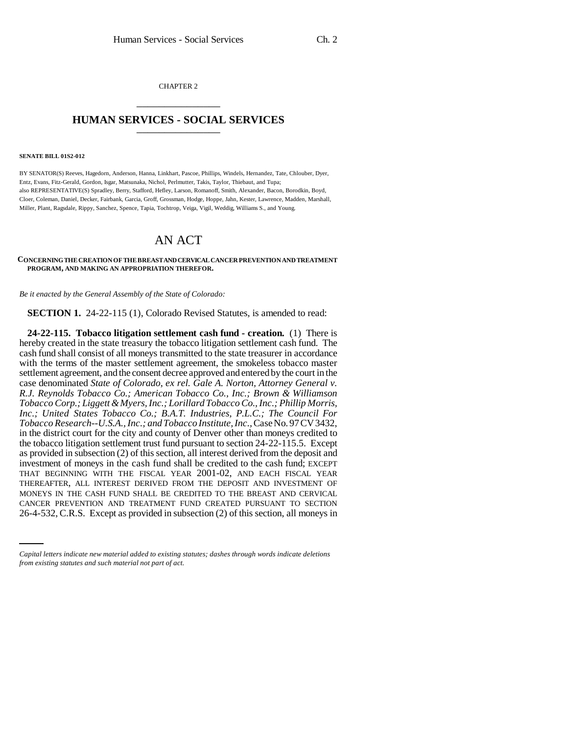CHAPTER 2

# HUMAN SERVICES - SOCIAL SERVICES

**SENATE BILL 01S2-012**

BY SENATOR(S) Reeves, Hagedorn, Anderson, Hanna, Linkhart, Pascoe, Phillips, Windels, Hernandez, Tate, Chlouber, Dyer, Entz, Evans, Fitz-Gerald, Gordon, Isgar, Matsunaka, Nichol, Perlmutter, Takis, Taylor, Thiebaut, and Tupa;
also REPRESENTATIVE(S) Spradley, Berry, Stafford, Hefley, Larson, Romanoff, Smith, Alexander, Bacon, Borodkin, Boyd, Cloer, Coleman, Daniel, Decker, Fairbank, Garcia, Groff, Grossman, Hodge, Hoppe, Jahn, Kester, Lawrence, Madden, Marshall, Miller, Plant, Ragsdale, Rippy, Sanchez, Spence, Tapia, Tochtrop, Veiga, Vigil, Weddig, Williams S., and Young.

# AN ACT

**CONCERNING THE CREATION OF THE BREAST AND CERVICAL CANCER PREVENTION AND TREATMENT PROGRAM, AND MAKING AN APPROPRIATION THEREFOR.**

*Be it enacted by the General Assembly of the State of Colorado:*

**SECTION 1.** 24-22-115 (1), Colorado Revised Statutes, is amended to read:

**24-22-115. Tobacco litigation settlement cash fund - creation.** (1) There is hereby created in the state treasury the tobacco litigation settlement cash fund. The cash fund shall consist of all moneys transmitted to the state treasurer in accordance with the terms of the master settlement agreement, the smokeless tobacco master settlement agreement, and the consent decree approved and entered by the court in the case denominated *State of Colorado, ex rel. Gale A. Norton, Attorney General v. R.J. Reynolds Tobacco Co.; American Tobacco Co., Inc.; Brown & Williamson Tobacco Corp.; Liggett & Myers, Inc.; Lorillard Tobacco Co., Inc.; Phillip Morris, Inc.; United States Tobacco Co.; B.A.T. Industries, P.L.C.; The Council For Tobacco Research--U.S.A., Inc.; and Tobacco Institute, Inc.*, Case No. 97 CV 3432, in the district court for the city and county of Denver other than moneys credited to the tobacco litigation settlement trust fund pursuant to section 24-22-115.5. Except as provided in subsection (2) of this section, all interest derived from the deposit and investment of moneys in the cash fund shall be credited to the cash fund; EXCEPT THAT BEGINNING WITH THE FISCAL YEAR 2001-02, AND EACH FISCAL YEAR THEREAFTER, ALL INTEREST DERIVED FROM THE DEPOSIT AND INVESTMENT OF MONEYS IN THE CASH FUND SHALL BE CREDITED TO THE BREAST AND CERVICAL CANCER PREVENTION AND TREATMENT FUND CREATED PURSUANT TO SECTION 26-4-532, C.R.S. Except as provided in subsection (2) of this section, all moneys in

*Capital letters indicate new material added to existing statutes; dashes through words indicate deletions from existing statutes and such material not part of act.*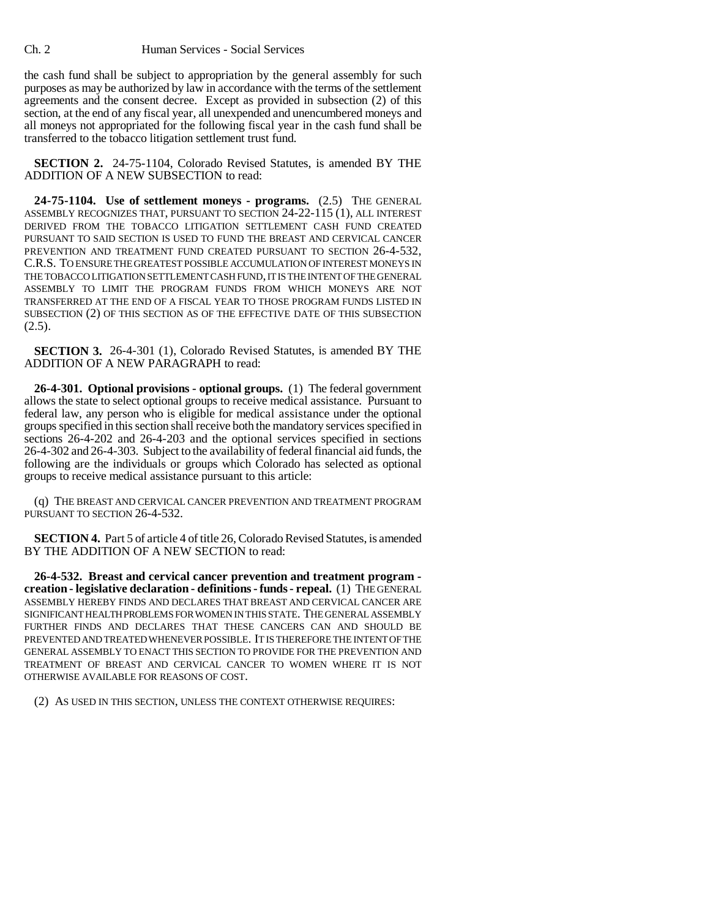the cash fund shall be subject to appropriation by the general assembly for such purposes as may be authorized by law in accordance with the terms of the settlement agreements and the consent decree. Except as provided in subsection (2) of this section, at the end of any fiscal year, all unexpended and unencumbered moneys and all moneys not appropriated for the following fiscal year in the cash fund shall be transferred to the tobacco litigation settlement trust fund.

**SECTION 2.** 24-75-1104, Colorado Revised Statutes, is amended BY THE ADDITION OF A NEW SUBSECTION to read:

**24-75-1104. Use of settlement moneys - programs.** (2.5) THE GENERAL ASSEMBLY RECOGNIZES THAT, PURSUANT TO SECTION 24-22-115 (1), ALL INTEREST DERIVED FROM THE TOBACCO LITIGATION SETTLEMENT CASH FUND CREATED PURSUANT TO SAID SECTION IS USED TO FUND THE BREAST AND CERVICAL CANCER PREVENTION AND TREATMENT FUND CREATED PURSUANT TO SECTION 26-4-532, C.R.S. TO ENSURE THE GREATEST POSSIBLE ACCUMULATION OF INTEREST MONEYS IN THE TOBACCO LITIGATION SETTLEMENT CASH FUND, IT IS THE INTENT OF THE GENERAL ASSEMBLY TO LIMIT THE PROGRAM FUNDS FROM WHICH MONEYS ARE NOT TRANSFERRED AT THE END OF A FISCAL YEAR TO THOSE PROGRAM FUNDS LISTED IN SUBSECTION (2) OF THIS SECTION AS OF THE EFFECTIVE DATE OF THIS SUBSECTION (2.5).

**SECTION 3.** 26-4-301 (1), Colorado Revised Statutes, is amended BY THE ADDITION OF A NEW PARAGRAPH to read:

**26-4-301. Optional provisions - optional groups.** (1) The federal government allows the state to select optional groups to receive medical assistance. Pursuant to federal law, any person who is eligible for medical assistance under the optional groups specified in this section shall receive both the mandatory services specified in sections 26-4-202 and 26-4-203 and the optional services specified in sections 26-4-302 and 26-4-303. Subject to the availability of federal financial aid funds, the following are the individuals or groups which Colorado has selected as optional groups to receive medical assistance pursuant to this article:

(q) THE BREAST AND CERVICAL CANCER PREVENTION AND TREATMENT PROGRAM PURSUANT TO SECTION 26-4-532.

**SECTION 4.** Part 5 of article 4 of title 26, Colorado Revised Statutes, is amended BY THE ADDITION OF A NEW SECTION to read:

**26-4-532. Breast and cervical cancer prevention and treatment program - creation - legislative declaration - definitions - funds - repeal.** (1) THE GENERAL ASSEMBLY HEREBY FINDS AND DECLARES THAT BREAST AND CERVICAL CANCER ARE SIGNIFICANT HEALTH PROBLEMS FOR WOMEN IN THIS STATE. THE GENERAL ASSEMBLY FURTHER FINDS AND DECLARES THAT THESE CANCERS CAN AND SHOULD BE PREVENTED AND TREATED WHENEVER POSSIBLE. IT IS THEREFORE THE INTENT OF THE GENERAL ASSEMBLY TO ENACT THIS SECTION TO PROVIDE FOR THE PREVENTION AND TREATMENT OF BREAST AND CERVICAL CANCER TO WOMEN WHERE IT IS NOT OTHERWISE AVAILABLE FOR REASONS OF COST.

(2) AS USED IN THIS SECTION, UNLESS THE CONTEXT OTHERWISE REQUIRES: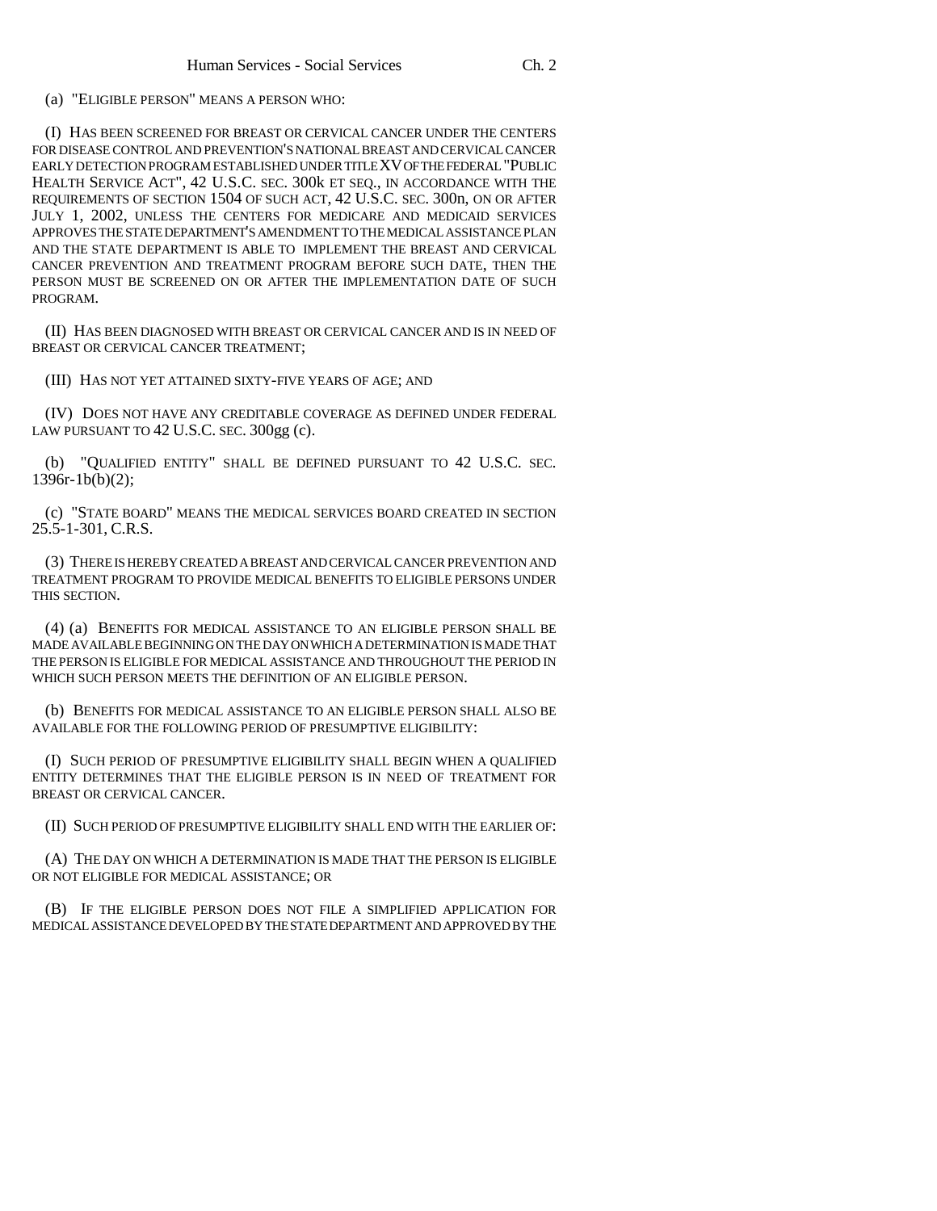(a) "ELIGIBLE PERSON" MEANS A PERSON WHO:

(I) HAS BEEN SCREENED FOR BREAST OR CERVICAL CANCER UNDER THE CENTERS FOR DISEASE CONTROL AND PREVENTION'S NATIONAL BREAST AND CERVICAL CANCER EARLY DETECTION PROGRAM ESTABLISHED UNDER TITLE XV OF THE FEDERAL "PUBLIC HEALTH SERVICE ACT", 42 U.S.C. SEC. 300k ET SEQ., IN ACCORDANCE WITH THE REQUIREMENTS OF SECTION 1504 OF SUCH ACT, 42 U.S.C. SEC. 300n, ON OR AFTER JULY 1, 2002, UNLESS THE CENTERS FOR MEDICARE AND MEDICAID SERVICES APPROVES THE STATE DEPARTMENT'S AMENDMENT TO THE MEDICAL ASSISTANCE PLAN AND THE STATE DEPARTMENT IS ABLE TO IMPLEMENT THE BREAST AND CERVICAL CANCER PREVENTION AND TREATMENT PROGRAM BEFORE SUCH DATE, THEN THE PERSON MUST BE SCREENED ON OR AFTER THE IMPLEMENTATION DATE OF SUCH PROGRAM.

(II) HAS BEEN DIAGNOSED WITH BREAST OR CERVICAL CANCER AND IS IN NEED OF BREAST OR CERVICAL CANCER TREATMENT;

(III) HAS NOT YET ATTAINED SIXTY-FIVE YEARS OF AGE; AND

(IV) DOES NOT HAVE ANY CREDITABLE COVERAGE AS DEFINED UNDER FEDERAL LAW PURSUANT TO 42 U.S.C. SEC. 300gg (c).

(b) "QUALIFIED ENTITY" SHALL BE DEFINED PURSUANT TO 42 U.S.C. SEC. 1396r-1b(b)(2);

(c) "STATE BOARD" MEANS THE MEDICAL SERVICES BOARD CREATED IN SECTION 25.5-1-301, C.R.S.

(3) THERE IS HEREBY CREATED A BREAST AND CERVICAL CANCER PREVENTION AND TREATMENT PROGRAM TO PROVIDE MEDICAL BENEFITS TO ELIGIBLE PERSONS UNDER THIS SECTION.

(4) (a) BENEFITS FOR MEDICAL ASSISTANCE TO AN ELIGIBLE PERSON SHALL BE MADE AVAILABLE BEGINNING ON THE DAY ON WHICH A DETERMINATION IS MADE THAT THE PERSON IS ELIGIBLE FOR MEDICAL ASSISTANCE AND THROUGHOUT THE PERIOD IN WHICH SUCH PERSON MEETS THE DEFINITION OF AN ELIGIBLE PERSON.

(b) BENEFITS FOR MEDICAL ASSISTANCE TO AN ELIGIBLE PERSON SHALL ALSO BE AVAILABLE FOR THE FOLLOWING PERIOD OF PRESUMPTIVE ELIGIBILITY:

(I) SUCH PERIOD OF PRESUMPTIVE ELIGIBILITY SHALL BEGIN WHEN A QUALIFIED ENTITY DETERMINES THAT THE ELIGIBLE PERSON IS IN NEED OF TREATMENT FOR BREAST OR CERVICAL CANCER.

(II) SUCH PERIOD OF PRESUMPTIVE ELIGIBILITY SHALL END WITH THE EARLIER OF:

(A) THE DAY ON WHICH A DETERMINATION IS MADE THAT THE PERSON IS ELIGIBLE OR NOT ELIGIBLE FOR MEDICAL ASSISTANCE; OR

(B) IF THE ELIGIBLE PERSON DOES NOT FILE A SIMPLIFIED APPLICATION FOR MEDICAL ASSISTANCE DEVELOPED BY THE STATE DEPARTMENT AND APPROVED BY THE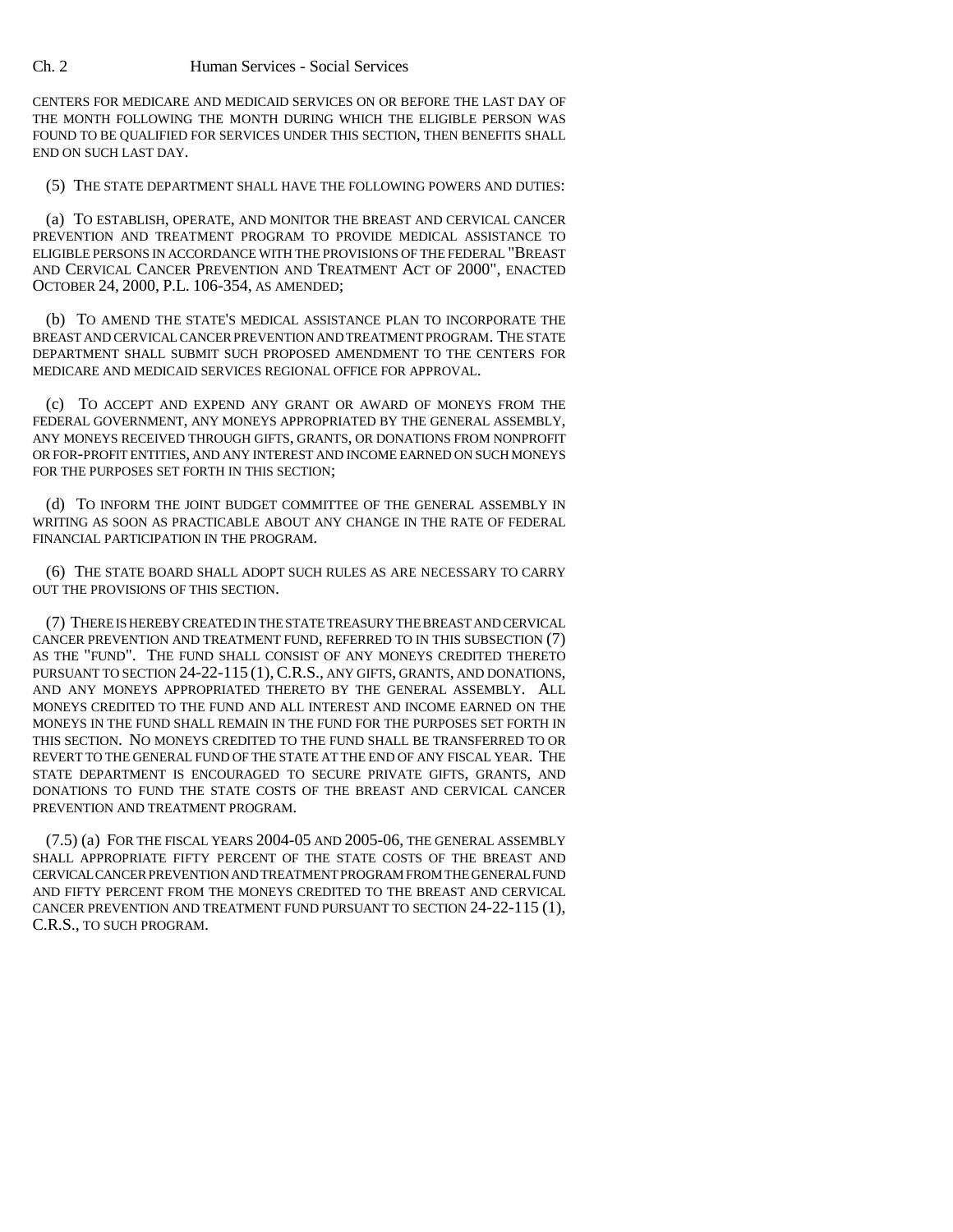CENTERS FOR MEDICARE AND MEDICAID SERVICES ON OR BEFORE THE LAST DAY OF THE MONTH FOLLOWING THE MONTH DURING WHICH THE ELIGIBLE PERSON WAS FOUND TO BE QUALIFIED FOR SERVICES UNDER THIS SECTION, THEN BENEFITS SHALL END ON SUCH LAST DAY.

(5) THE STATE DEPARTMENT SHALL HAVE THE FOLLOWING POWERS AND DUTIES:

(a) TO ESTABLISH, OPERATE, AND MONITOR THE BREAST AND CERVICAL CANCER PREVENTION AND TREATMENT PROGRAM TO PROVIDE MEDICAL ASSISTANCE TO ELIGIBLE PERSONS IN ACCORDANCE WITH THE PROVISIONS OF THE FEDERAL "BREAST AND CERVICAL CANCER PREVENTION AND TREATMENT ACT OF 2000", ENACTED OCTOBER 24, 2000, P.L. 106-354, AS AMENDED;

(b) TO AMEND THE STATE'S MEDICAL ASSISTANCE PLAN TO INCORPORATE THE BREAST AND CERVICAL CANCER PREVENTION AND TREATMENT PROGRAM. THE STATE DEPARTMENT SHALL SUBMIT SUCH PROPOSED AMENDMENT TO THE CENTERS FOR MEDICARE AND MEDICAID SERVICES REGIONAL OFFICE FOR APPROVAL.

(c) TO ACCEPT AND EXPEND ANY GRANT OR AWARD OF MONEYS FROM THE FEDERAL GOVERNMENT, ANY MONEYS APPROPRIATED BY THE GENERAL ASSEMBLY, ANY MONEYS RECEIVED THROUGH GIFTS, GRANTS, OR DONATIONS FROM NONPROFIT OR FOR-PROFIT ENTITIES, AND ANY INTEREST AND INCOME EARNED ON SUCH MONEYS FOR THE PURPOSES SET FORTH IN THIS SECTION;

(d) TO INFORM THE JOINT BUDGET COMMITTEE OF THE GENERAL ASSEMBLY IN WRITING AS SOON AS PRACTICABLE ABOUT ANY CHANGE IN THE RATE OF FEDERAL FINANCIAL PARTICIPATION IN THE PROGRAM.

(6) THE STATE BOARD SHALL ADOPT SUCH RULES AS ARE NECESSARY TO CARRY OUT THE PROVISIONS OF THIS SECTION.

(7) THERE IS HEREBY CREATED IN THE STATE TREASURY THE BREAST AND CERVICAL CANCER PREVENTION AND TREATMENT FUND, REFERRED TO IN THIS SUBSECTION (7) AS THE "FUND". THE FUND SHALL CONSIST OF ANY MONEYS CREDITED THERETO PURSUANT TO SECTION 24-22-115 (1), C.R.S., ANY GIFTS, GRANTS, AND DONATIONS, AND ANY MONEYS APPROPRIATED THERETO BY THE GENERAL ASSEMBLY. ALL MONEYS CREDITED TO THE FUND AND ALL INTEREST AND INCOME EARNED ON THE MONEYS IN THE FUND SHALL REMAIN IN THE FUND FOR THE PURPOSES SET FORTH IN THIS SECTION. NO MONEYS CREDITED TO THE FUND SHALL BE TRANSFERRED TO OR REVERT TO THE GENERAL FUND OF THE STATE AT THE END OF ANY FISCAL YEAR. THE STATE DEPARTMENT IS ENCOURAGED TO SECURE PRIVATE GIFTS, GRANTS, AND DONATIONS TO FUND THE STATE COSTS OF THE BREAST AND CERVICAL CANCER PREVENTION AND TREATMENT PROGRAM.

(7.5) (a) FOR THE FISCAL YEARS 2004-05 AND 2005-06, THE GENERAL ASSEMBLY SHALL APPROPRIATE FIFTY PERCENT OF THE STATE COSTS OF THE BREAST AND CERVICAL CANCER PREVENTION AND TREATMENT PROGRAM FROM THE GENERAL FUND AND FIFTY PERCENT FROM THE MONEYS CREDITED TO THE BREAST AND CERVICAL CANCER PREVENTION AND TREATMENT FUND PURSUANT TO SECTION 24-22-115 (1), C.R.S., TO SUCH PROGRAM.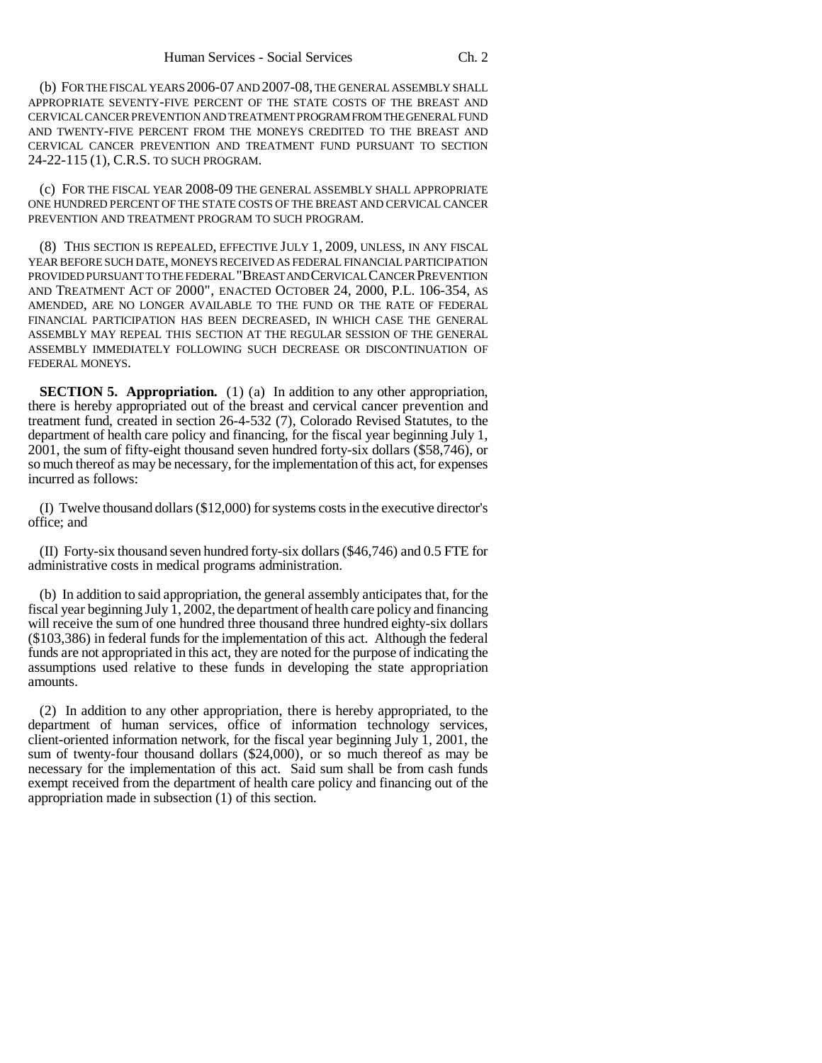(b) FOR THE FISCAL YEARS 2006-07 AND 2007-08, THE GENERAL ASSEMBLY SHALL APPROPRIATE SEVENTY-FIVE PERCENT OF THE STATE COSTS OF THE BREAST AND CERVICAL CANCER PREVENTION AND TREATMENT PROGRAM FROM THE GENERAL FUND AND TWENTY-FIVE PERCENT FROM THE MONEYS CREDITED TO THE BREAST AND CERVICAL CANCER PREVENTION AND TREATMENT FUND PURSUANT TO SECTION 24-22-115 (1), C.R.S. TO SUCH PROGRAM.

(c) FOR THE FISCAL YEAR 2008-09 THE GENERAL ASSEMBLY SHALL APPROPRIATE ONE HUNDRED PERCENT OF THE STATE COSTS OF THE BREAST AND CERVICAL CANCER PREVENTION AND TREATMENT PROGRAM TO SUCH PROGRAM.

(8) THIS SECTION IS REPEALED, EFFECTIVE JULY 1, 2009, UNLESS, IN ANY FISCAL YEAR BEFORE SUCH DATE, MONEYS RECEIVED AS FEDERAL FINANCIAL PARTICIPATION PROVIDED PURSUANT TO THE FEDERAL "BREAST AND CERVICAL CANCER PREVENTION AND TREATMENT ACT OF 2000", ENACTED OCTOBER 24, 2000, P.L. 106-354, AS AMENDED, ARE NO LONGER AVAILABLE TO THE FUND OR THE RATE OF FEDERAL FINANCIAL PARTICIPATION HAS BEEN DECREASED, IN WHICH CASE THE GENERAL ASSEMBLY MAY REPEAL THIS SECTION AT THE REGULAR SESSION OF THE GENERAL ASSEMBLY IMMEDIATELY FOLLOWING SUCH DECREASE OR DISCONTINUATION OF FEDERAL MONEYS.

**SECTION 5. Appropriation.** (1) (a) In addition to any other appropriation, there is hereby appropriated out of the breast and cervical cancer prevention and treatment fund, created in section 26-4-532 (7), Colorado Revised Statutes, to the department of health care policy and financing, for the fiscal year beginning July 1, 2001, the sum of fifty-eight thousand seven hundred forty-six dollars ($58,746), or so much thereof as may be necessary, for the implementation of this act, for expenses incurred as follows:

(I) Twelve thousand dollars ($12,000) for systems costs in the executive director's office; and

(II) Forty-six thousand seven hundred forty-six dollars ($46,746) and 0.5 FTE for administrative costs in medical programs administration.

(b) In addition to said appropriation, the general assembly anticipates that, for the fiscal year beginning July 1, 2002, the department of health care policy and financing will receive the sum of one hundred three thousand three hundred eighty-six dollars ($103,386) in federal funds for the implementation of this act. Although the federal funds are not appropriated in this act, they are noted for the purpose of indicating the assumptions used relative to these funds in developing the state appropriation amounts.

(2) In addition to any other appropriation, there is hereby appropriated, to the department of human services, office of information technology services, client-oriented information network, for the fiscal year beginning July 1, 2001, the sum of twenty-four thousand dollars ($24,000), or so much thereof as may be necessary for the implementation of this act. Said sum shall be from cash funds exempt received from the department of health care policy and financing out of the appropriation made in subsection (1) of this section.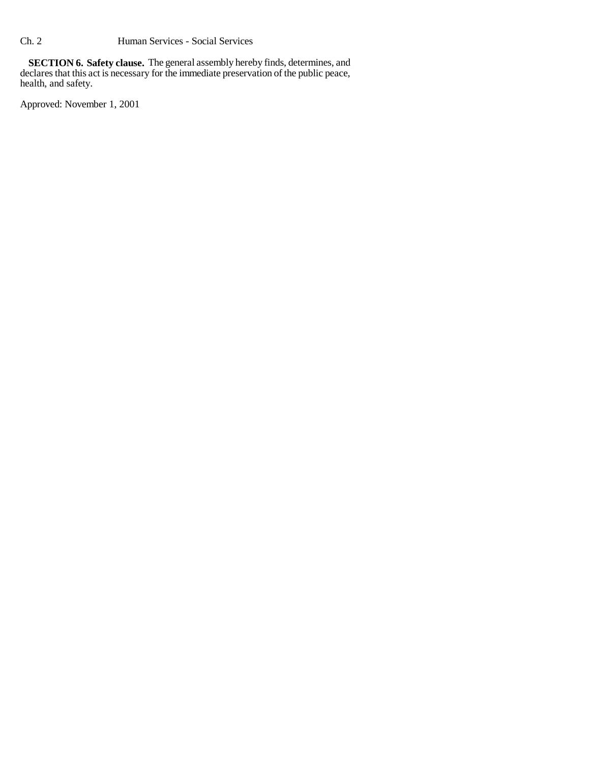**SECTION 6. Safety clause.** The general assembly hereby finds, determines, and declares that this act is necessary for the immediate preservation of the public peace, health, and safety.

Approved: November 1, 2001